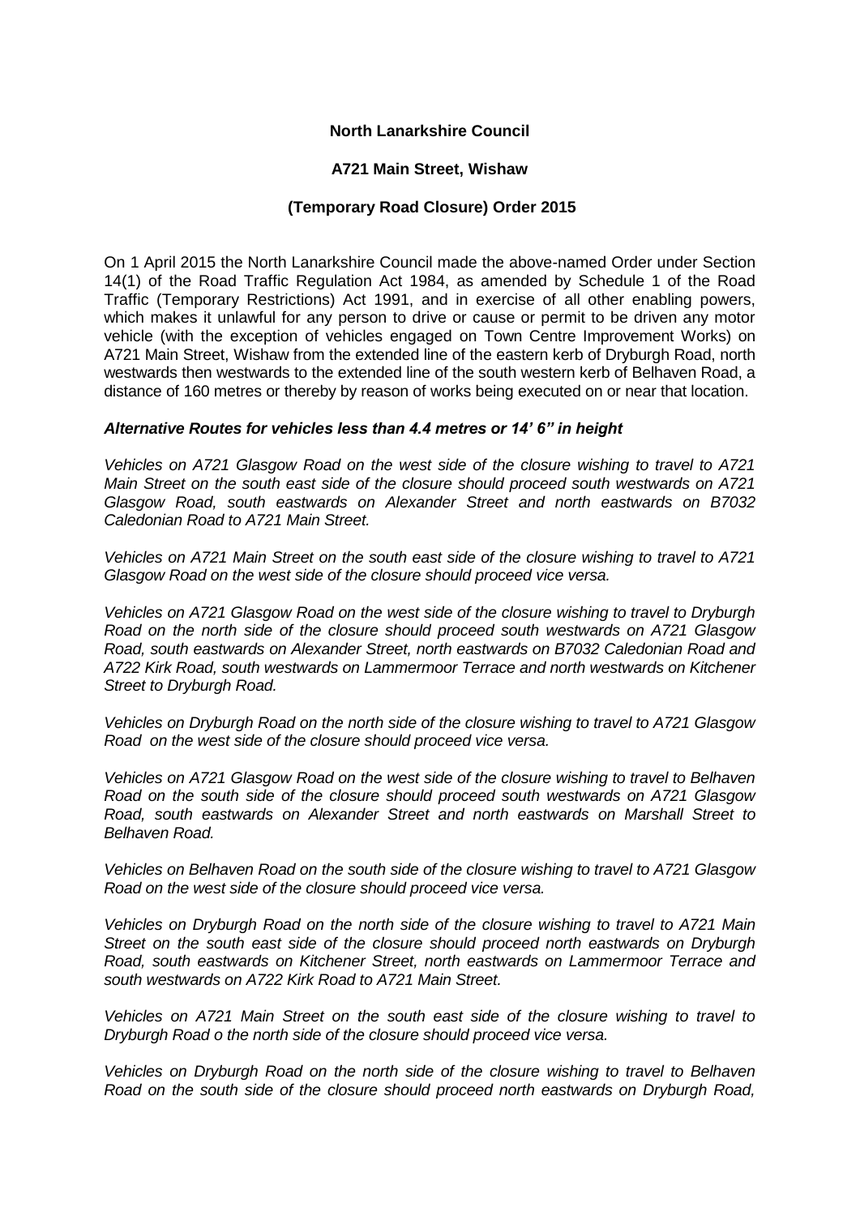**North Lanarkshire Council**

**A721 Main Street, Wishaw**

**(Temporary Road Closure) Order 2015**

On 1 April 2015 the North Lanarkshire Council made the above-named Order under Section 14(1) of the Road Traffic Regulation Act 1984, as amended by Schedule 1 of the Road Traffic (Temporary Restrictions) Act 1991, and in exercise of all other enabling powers, which makes it unlawful for any person to drive or cause or permit to be driven any motor vehicle (with the exception of vehicles engaged on Town Centre Improvement Works) on A721 Main Street, Wishaw from the extended line of the eastern kerb of Dryburgh Road, north westwards then westwards to the extended line of the south western kerb of Belhaven Road, a distance of 160 metres or thereby by reason of works being executed on or near that location.

***Alternative Routes for vehicles less than 4.4 metres or 14' 6" in height***

*Vehicles on A721 Glasgow Road on the west side of the closure wishing to travel to A721 Main Street on the south east side of the closure should proceed south westwards on A721 Glasgow Road, south eastwards on Alexander Street and north eastwards on B7032 Caledonian Road to A721 Main Street.*

*Vehicles on A721 Main Street on the south east side of the closure wishing to travel to A721 Glasgow Road on the west side of the closure should proceed vice versa.*

*Vehicles on A721 Glasgow Road on the west side of the closure wishing to travel to Dryburgh Road on the north side of the closure should proceed south westwards on A721 Glasgow Road, south eastwards on Alexander Street, north eastwards on B7032 Caledonian Road and A722 Kirk Road, south westwards on Lammermoor Terrace and north westwards on Kitchener Street to Dryburgh Road.*

*Vehicles on Dryburgh Road on the north side of the closure wishing to travel to A721 Glasgow Road on the west side of the closure should proceed vice versa.*

*Vehicles on A721 Glasgow Road on the west side of the closure wishing to travel to Belhaven Road on the south side of the closure should proceed south westwards on A721 Glasgow Road, south eastwards on Alexander Street and north eastwards on Marshall Street to Belhaven Road.*

*Vehicles on Belhaven Road on the south side of the closure wishing to travel to A721 Glasgow Road on the west side of the closure should proceed vice versa.*

*Vehicles on Dryburgh Road on the north side of the closure wishing to travel to A721 Main Street on the south east side of the closure should proceed north eastwards on Dryburgh Road, south eastwards on Kitchener Street, north eastwards on Lammermoor Terrace and south westwards on A722 Kirk Road to A721 Main Street.*

*Vehicles on A721 Main Street on the south east side of the closure wishing to travel to Dryburgh Road o the north side of the closure should proceed vice versa.*

*Vehicles on Dryburgh Road on the north side of the closure wishing to travel to Belhaven Road on the south side of the closure should proceed north eastwards on Dryburgh Road,*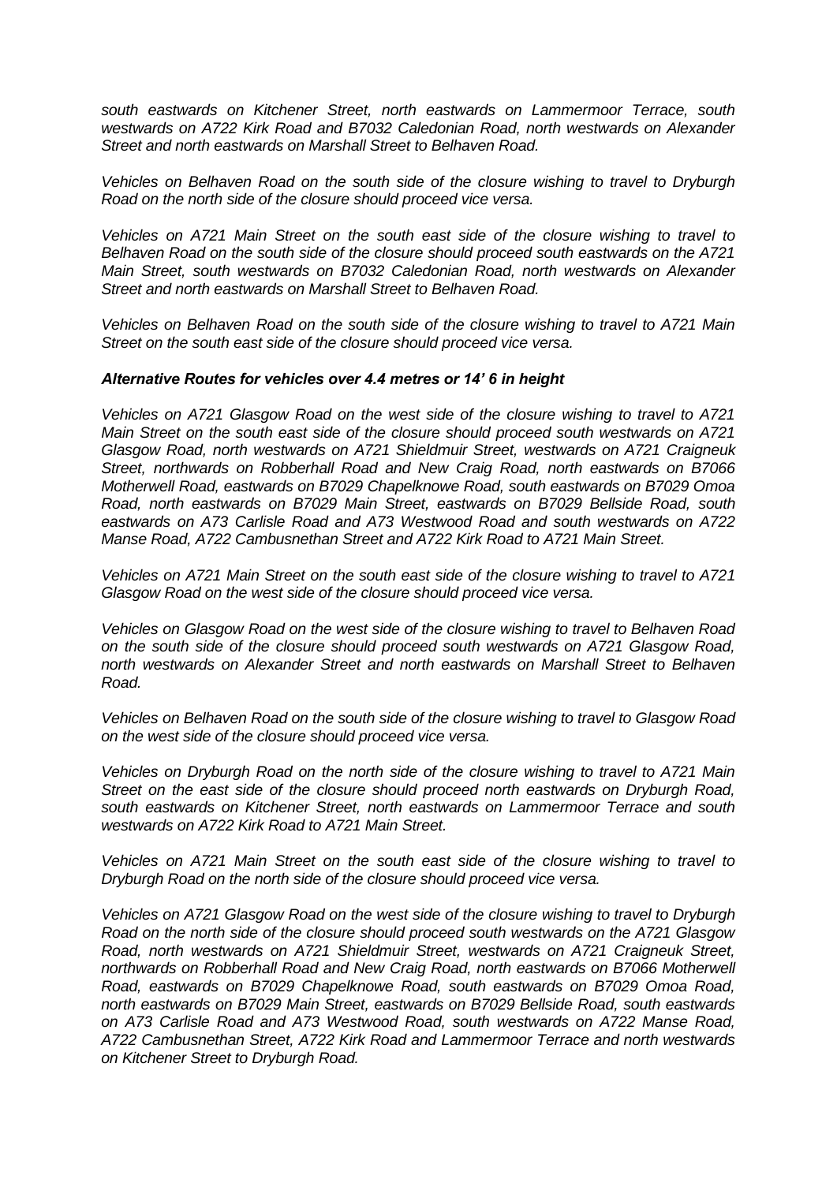*south eastwards on Kitchener Street, north eastwards on Lammermoor Terrace, south westwards on A722 Kirk Road and B7032 Caledonian Road, north westwards on Alexander Street and north eastwards on Marshall Street to Belhaven Road.*

*Vehicles on Belhaven Road on the south side of the closure wishing to travel to Dryburgh Road on the north side of the closure should proceed vice versa.*

*Vehicles on A721 Main Street on the south east side of the closure wishing to travel to Belhaven Road on the south side of the closure should proceed south eastwards on the A721 Main Street, south westwards on B7032 Caledonian Road, north westwards on Alexander Street and north eastwards on Marshall Street to Belhaven Road.*

*Vehicles on Belhaven Road on the south side of the closure wishing to travel to A721 Main Street on the south east side of the closure should proceed vice versa.*

***Alternative Routes for vehicles over 4.4 metres or 14' 6 in height***

*Vehicles on A721 Glasgow Road on the west side of the closure wishing to travel to A721 Main Street on the south east side of the closure should proceed south westwards on A721 Glasgow Road, north westwards on A721 Shieldmuir Street, westwards on A721 Craigneuk Street, northwards on Robberhall Road and New Craig Road, north eastwards on B7066 Motherwell Road, eastwards on B7029 Chapelknowe Road, south eastwards on B7029 Omoa Road, north eastwards on B7029 Main Street, eastwards on B7029 Bellside Road, south eastwards on A73 Carlisle Road and A73 Westwood Road and south westwards on A722 Manse Road, A722 Cambusnethan Street and A722 Kirk Road to A721 Main Street.*

*Vehicles on A721 Main Street on the south east side of the closure wishing to travel to A721 Glasgow Road on the west side of the closure should proceed vice versa.*

*Vehicles on Glasgow Road on the west side of the closure wishing to travel to Belhaven Road on the south side of the closure should proceed south westwards on A721 Glasgow Road, north westwards on Alexander Street and north eastwards on Marshall Street to Belhaven Road.*

*Vehicles on Belhaven Road on the south side of the closure wishing to travel to Glasgow Road on the west side of the closure should proceed vice versa.*

*Vehicles on Dryburgh Road on the north side of the closure wishing to travel to A721 Main Street on the east side of the closure should proceed north eastwards on Dryburgh Road, south eastwards on Kitchener Street, north eastwards on Lammermoor Terrace and south westwards on A722 Kirk Road to A721 Main Street.*

*Vehicles on A721 Main Street on the south east side of the closure wishing to travel to Dryburgh Road on the north side of the closure should proceed vice versa.*

*Vehicles on A721 Glasgow Road on the west side of the closure wishing to travel to Dryburgh Road on the north side of the closure should proceed south westwards on the A721 Glasgow Road, north westwards on A721 Shieldmuir Street, westwards on A721 Craigneuk Street, northwards on Robberhall Road and New Craig Road, north eastwards on B7066 Motherwell Road, eastwards on B7029 Chapelknowe Road, south eastwards on B7029 Omoa Road, north eastwards on B7029 Main Street, eastwards on B7029 Bellside Road, south eastwards on A73 Carlisle Road and A73 Westwood Road, south westwards on A722 Manse Road, A722 Cambusnethan Street, A722 Kirk Road and Lammermoor Terrace and north westwards on Kitchener Street to Dryburgh Road.*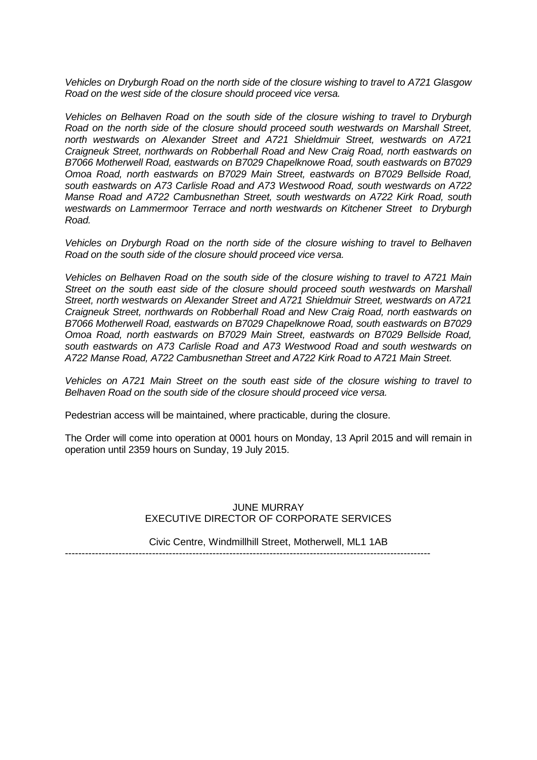*Vehicles on Dryburgh Road on the north side of the closure wishing to travel to A721 Glasgow Road on the west side of the closure should proceed vice versa.*

*Vehicles on Belhaven Road on the south side of the closure wishing to travel to Dryburgh Road on the north side of the closure should proceed south westwards on Marshall Street, north westwards on Alexander Street and A721 Shieldmuir Street, westwards on A721 Craigneuk Street, northwards on Robberhall Road and New Craig Road, north eastwards on B7066 Motherwell Road, eastwards on B7029 Chapelknowe Road, south eastwards on B7029 Omoa Road, north eastwards on B7029 Main Street, eastwards on B7029 Bellside Road, south eastwards on A73 Carlisle Road and A73 Westwood Road, south westwards on A722 Manse Road and A722 Cambusnethan Street, south westwards on A722 Kirk Road, south westwards on Lammermoor Terrace and north westwards on Kitchener Street to Dryburgh Road.*

*Vehicles on Dryburgh Road on the north side of the closure wishing to travel to Belhaven Road on the south side of the closure should proceed vice versa.*

*Vehicles on Belhaven Road on the south side of the closure wishing to travel to A721 Main Street on the south east side of the closure should proceed south westwards on Marshall Street, north westwards on Alexander Street and A721 Shieldmuir Street, westwards on A721 Craigneuk Street, northwards on Robberhall Road and New Craig Road, north eastwards on B7066 Motherwell Road, eastwards on B7029 Chapelknowe Road, south eastwards on B7029 Omoa Road, north eastwards on B7029 Main Street, eastwards on B7029 Bellside Road, south eastwards on A73 Carlisle Road and A73 Westwood Road and south westwards on A722 Manse Road, A722 Cambusnethan Street and A722 Kirk Road to A721 Main Street.*

*Vehicles on A721 Main Street on the south east side of the closure wishing to travel to Belhaven Road on the south side of the closure should proceed vice versa.*

Pedestrian access will be maintained, where practicable, during the closure.

The Order will come into operation at 0001 hours on Monday, 13 April 2015 and will remain in operation until 2359 hours on Sunday, 19 July 2015.

JUNE MURRAY
EXECUTIVE DIRECTOR OF CORPORATE SERVICES

Civic Centre, Windmillhill Street, Motherwell, ML1 1AB

---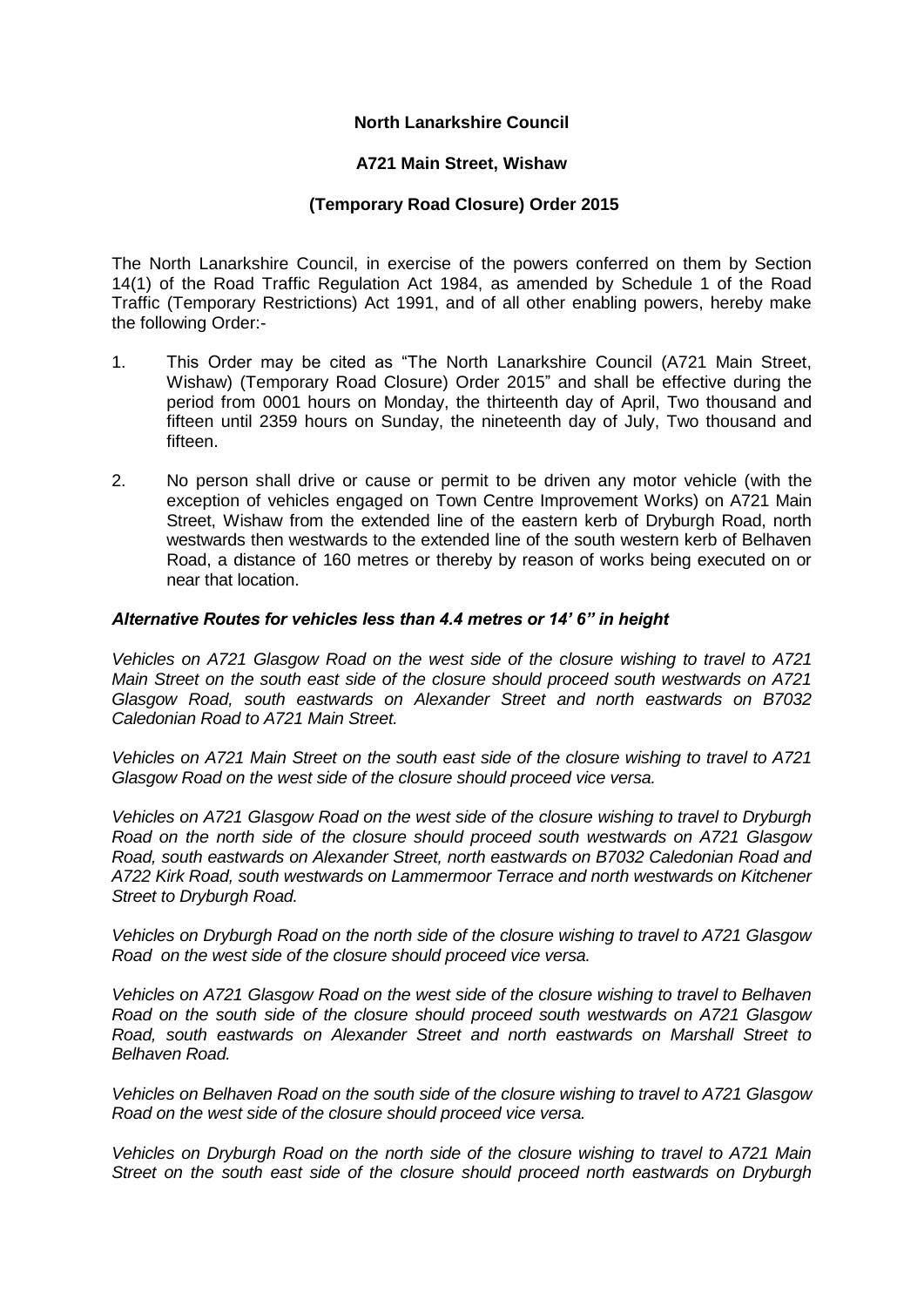**North Lanarkshire Council**

**A721 Main Street, Wishaw**

**(Temporary Road Closure) Order 2015**

The North Lanarkshire Council, in exercise of the powers conferred on them by Section 14(1) of the Road Traffic Regulation Act 1984, as amended by Schedule 1 of the Road Traffic (Temporary Restrictions) Act 1991, and of all other enabling powers, hereby make the following Order:-

1. This Order may be cited as "The North Lanarkshire Council (A721 Main Street, Wishaw) (Temporary Road Closure) Order 2015" and shall be effective during the period from 0001 hours on Monday, the thirteenth day of April, Two thousand and fifteen until 2359 hours on Sunday, the nineteenth day of July, Two thousand and fifteen.

2. No person shall drive or cause or permit to be driven any motor vehicle (with the exception of vehicles engaged on Town Centre Improvement Works) on A721 Main Street, Wishaw from the extended line of the eastern kerb of Dryburgh Road, north westwards then westwards to the extended line of the south western kerb of Belhaven Road, a distance of 160 metres or thereby by reason of works being executed on or near that location.

***Alternative Routes for vehicles less than 4.4 metres or 14' 6" in height***

*Vehicles on A721 Glasgow Road on the west side of the closure wishing to travel to A721 Main Street on the south east side of the closure should proceed south westwards on A721 Glasgow Road, south eastwards on Alexander Street and north eastwards on B7032 Caledonian Road to A721 Main Street.*

*Vehicles on A721 Main Street on the south east side of the closure wishing to travel to A721 Glasgow Road on the west side of the closure should proceed vice versa.*

*Vehicles on A721 Glasgow Road on the west side of the closure wishing to travel to Dryburgh Road on the north side of the closure should proceed south westwards on A721 Glasgow Road, south eastwards on Alexander Street, north eastwards on B7032 Caledonian Road and A722 Kirk Road, south westwards on Lammermoor Terrace and north westwards on Kitchener Street to Dryburgh Road.*

*Vehicles on Dryburgh Road on the north side of the closure wishing to travel to A721 Glasgow Road on the west side of the closure should proceed vice versa.*

*Vehicles on A721 Glasgow Road on the west side of the closure wishing to travel to Belhaven Road on the south side of the closure should proceed south westwards on A721 Glasgow Road, south eastwards on Alexander Street and north eastwards on Marshall Street to Belhaven Road.*

*Vehicles on Belhaven Road on the south side of the closure wishing to travel to A721 Glasgow Road on the west side of the closure should proceed vice versa.*

*Vehicles on Dryburgh Road on the north side of the closure wishing to travel to A721 Main Street on the south east side of the closure should proceed north eastwards on Dryburgh*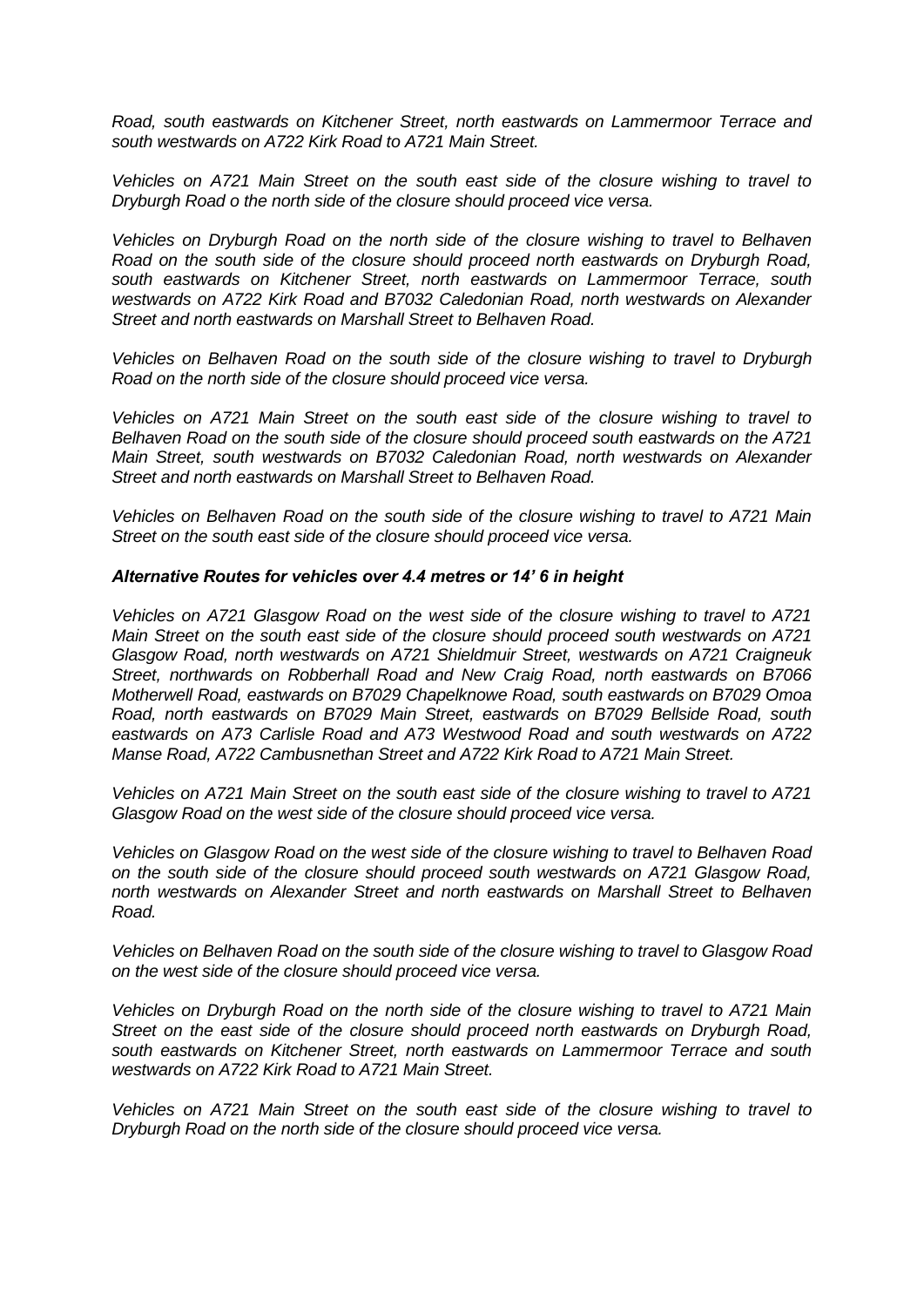*Road, south eastwards on Kitchener Street, north eastwards on Lammermoor Terrace and south westwards on A722 Kirk Road to A721 Main Street.*

*Vehicles on A721 Main Street on the south east side of the closure wishing to travel to Dryburgh Road o the north side of the closure should proceed vice versa.*

*Vehicles on Dryburgh Road on the north side of the closure wishing to travel to Belhaven Road on the south side of the closure should proceed north eastwards on Dryburgh Road, south eastwards on Kitchener Street, north eastwards on Lammermoor Terrace, south westwards on A722 Kirk Road and B7032 Caledonian Road, north westwards on Alexander Street and north eastwards on Marshall Street to Belhaven Road.*

*Vehicles on Belhaven Road on the south side of the closure wishing to travel to Dryburgh Road on the north side of the closure should proceed vice versa.*

*Vehicles on A721 Main Street on the south east side of the closure wishing to travel to Belhaven Road on the south side of the closure should proceed south eastwards on the A721 Main Street, south westwards on B7032 Caledonian Road, north westwards on Alexander Street and north eastwards on Marshall Street to Belhaven Road.*

*Vehicles on Belhaven Road on the south side of the closure wishing to travel to A721 Main Street on the south east side of the closure should proceed vice versa.*

***Alternative Routes for vehicles over 4.4 metres or 14' 6 in height***

*Vehicles on A721 Glasgow Road on the west side of the closure wishing to travel to A721 Main Street on the south east side of the closure should proceed south westwards on A721 Glasgow Road, north westwards on A721 Shieldmuir Street, westwards on A721 Craigneuk Street, northwards on Robberhall Road and New Craig Road, north eastwards on B7066 Motherwell Road, eastwards on B7029 Chapelknowe Road, south eastwards on B7029 Omoa Road, north eastwards on B7029 Main Street, eastwards on B7029 Bellside Road, south eastwards on A73 Carlisle Road and A73 Westwood Road and south westwards on A722 Manse Road, A722 Cambusnethan Street and A722 Kirk Road to A721 Main Street.*

*Vehicles on A721 Main Street on the south east side of the closure wishing to travel to A721 Glasgow Road on the west side of the closure should proceed vice versa.*

*Vehicles on Glasgow Road on the west side of the closure wishing to travel to Belhaven Road on the south side of the closure should proceed south westwards on A721 Glasgow Road, north westwards on Alexander Street and north eastwards on Marshall Street to Belhaven Road.*

*Vehicles on Belhaven Road on the south side of the closure wishing to travel to Glasgow Road on the west side of the closure should proceed vice versa.*

*Vehicles on Dryburgh Road on the north side of the closure wishing to travel to A721 Main Street on the east side of the closure should proceed north eastwards on Dryburgh Road, south eastwards on Kitchener Street, north eastwards on Lammermoor Terrace and south westwards on A722 Kirk Road to A721 Main Street.*

*Vehicles on A721 Main Street on the south east side of the closure wishing to travel to Dryburgh Road on the north side of the closure should proceed vice versa.*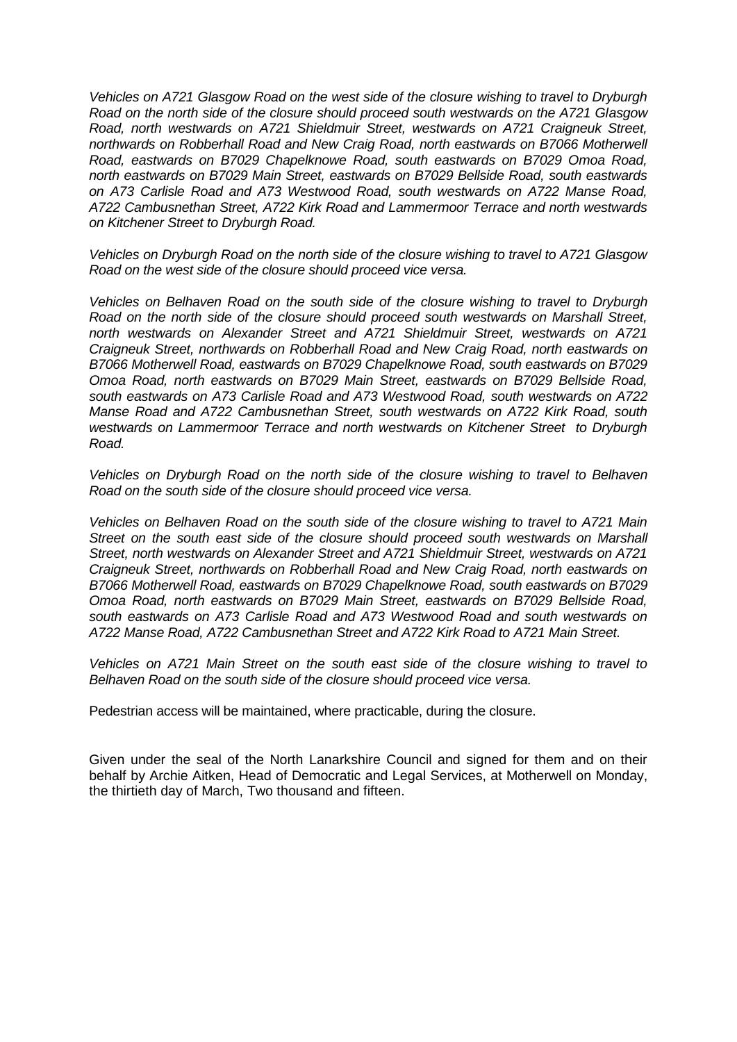*Vehicles on A721 Glasgow Road on the west side of the closure wishing to travel to Dryburgh Road on the north side of the closure should proceed south westwards on the A721 Glasgow Road, north westwards on A721 Shieldmuir Street, westwards on A721 Craigneuk Street, northwards on Robberhall Road and New Craig Road, north eastwards on B7066 Motherwell Road, eastwards on B7029 Chapelknowe Road, south eastwards on B7029 Omoa Road, north eastwards on B7029 Main Street, eastwards on B7029 Bellside Road, south eastwards on A73 Carlisle Road and A73 Westwood Road, south westwards on A722 Manse Road, A722 Cambusnethan Street, A722 Kirk Road and Lammermoor Terrace and north westwards on Kitchener Street to Dryburgh Road.*

*Vehicles on Dryburgh Road on the north side of the closure wishing to travel to A721 Glasgow Road on the west side of the closure should proceed vice versa.*

*Vehicles on Belhaven Road on the south side of the closure wishing to travel to Dryburgh Road on the north side of the closure should proceed south westwards on Marshall Street, north westwards on Alexander Street and A721 Shieldmuir Street, westwards on A721 Craigneuk Street, northwards on Robberhall Road and New Craig Road, north eastwards on B7066 Motherwell Road, eastwards on B7029 Chapelknowe Road, south eastwards on B7029 Omoa Road, north eastwards on B7029 Main Street, eastwards on B7029 Bellside Road, south eastwards on A73 Carlisle Road and A73 Westwood Road, south westwards on A722 Manse Road and A722 Cambusnethan Street, south westwards on A722 Kirk Road, south westwards on Lammermoor Terrace and north westwards on Kitchener Street to Dryburgh Road.*

*Vehicles on Dryburgh Road on the north side of the closure wishing to travel to Belhaven Road on the south side of the closure should proceed vice versa.*

*Vehicles on Belhaven Road on the south side of the closure wishing to travel to A721 Main Street on the south east side of the closure should proceed south westwards on Marshall Street, north westwards on Alexander Street and A721 Shieldmuir Street, westwards on A721 Craigneuk Street, northwards on Robberhall Road and New Craig Road, north eastwards on B7066 Motherwell Road, eastwards on B7029 Chapelknowe Road, south eastwards on B7029 Omoa Road, north eastwards on B7029 Main Street, eastwards on B7029 Bellside Road, south eastwards on A73 Carlisle Road and A73 Westwood Road and south westwards on A722 Manse Road, A722 Cambusnethan Street and A722 Kirk Road to A721 Main Street.*

*Vehicles on A721 Main Street on the south east side of the closure wishing to travel to Belhaven Road on the south side of the closure should proceed vice versa.*

Pedestrian access will be maintained, where practicable, during the closure.

Given under the seal of the North Lanarkshire Council and signed for them and on their behalf by Archie Aitken, Head of Democratic and Legal Services, at Motherwell on Monday, the thirtieth day of March, Two thousand and fifteen.